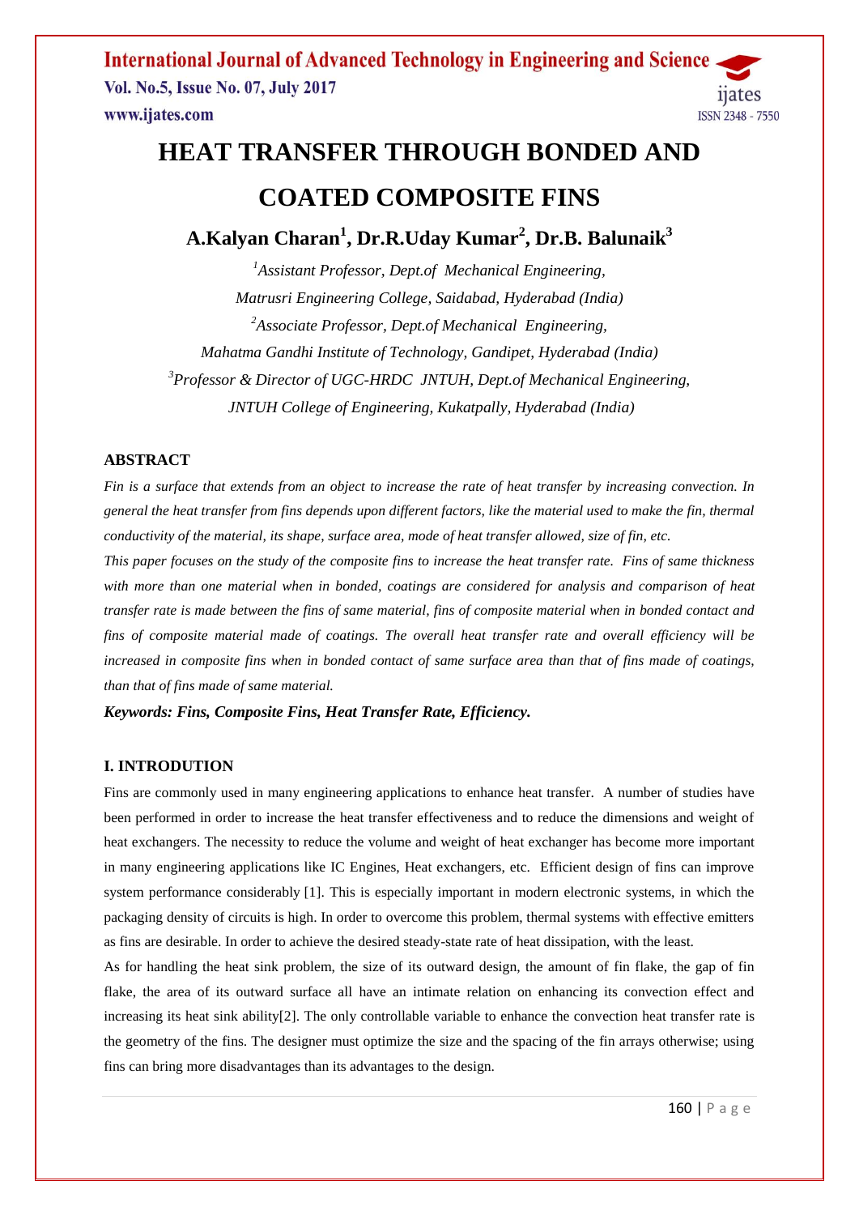# HEAT TRANSFER THROUGH BONDED AND COATED COMPOSITE FINS

**A.Kalyan Charan[1], Dr.R.Uday Kumar[2], Dr.B. Balunaik[3]**

[1]*Assistant Professor, Dept.of Mechanical Engineering,*
*Matrusri Engineering College, Saidabad, Hyderabad (India)*
[2]*Associate Professor, Dept.of Mechanical Engineering,*
*Mahatma Gandhi Institute of Technology, Gandipet, Hyderabad (India)*
[3]*Professor & Director of UGC-HRDC JNTUH, Dept.of Mechanical Engineering,*
*JNTUH College of Engineering, Kukatpally, Hyderabad (India)*

## ABSTRACT

*Fin is a surface that extends from an object to increase the rate of heat transfer by increasing convection. In general the heat transfer from fins depends upon different factors, like the material used to make the fin, thermal conductivity of the material, its shape, surface area, mode of heat transfer allowed, size of fin, etc.*

*This paper focuses on the study of the composite fins to increase the heat transfer rate. Fins of same thickness with more than one material when in bonded, coatings are considered for analysis and comparison of heat transfer rate is made between the fins of same material, fins of composite material when in bonded contact and fins of composite material made of coatings. The overall heat transfer rate and overall efficiency will be increased in composite fins when in bonded contact of same surface area than that of fins made of coatings, than that of fins made of same material.*

***Keywords: Fins, Composite Fins, Heat Transfer Rate, Efficiency.***

## I. INTRODUTION

Fins are commonly used in many engineering applications to enhance heat transfer. A number of studies have been performed in order to increase the heat transfer effectiveness and to reduce the dimensions and weight of heat exchangers. The necessity to reduce the volume and weight of heat exchanger has become more important in many engineering applications like IC Engines, Heat exchangers, etc. Efficient design of fins can improve system performance considerably [1]. This is especially important in modern electronic systems, in which the packaging density of circuits is high. In order to overcome this problem, thermal systems with effective emitters as fins are desirable. In order to achieve the desired steady-state rate of heat dissipation, with the least.

As for handling the heat sink problem, the size of its outward design, the amount of fin flake, the gap of fin flake, the area of its outward surface all have an intimate relation on enhancing its convection effect and increasing its heat sink ability[2]. The only controllable variable to enhance the convection heat transfer rate is the geometry of the fins. The designer must optimize the size and the spacing of the fin arrays otherwise; using fins can bring more disadvantages than its advantages to the design.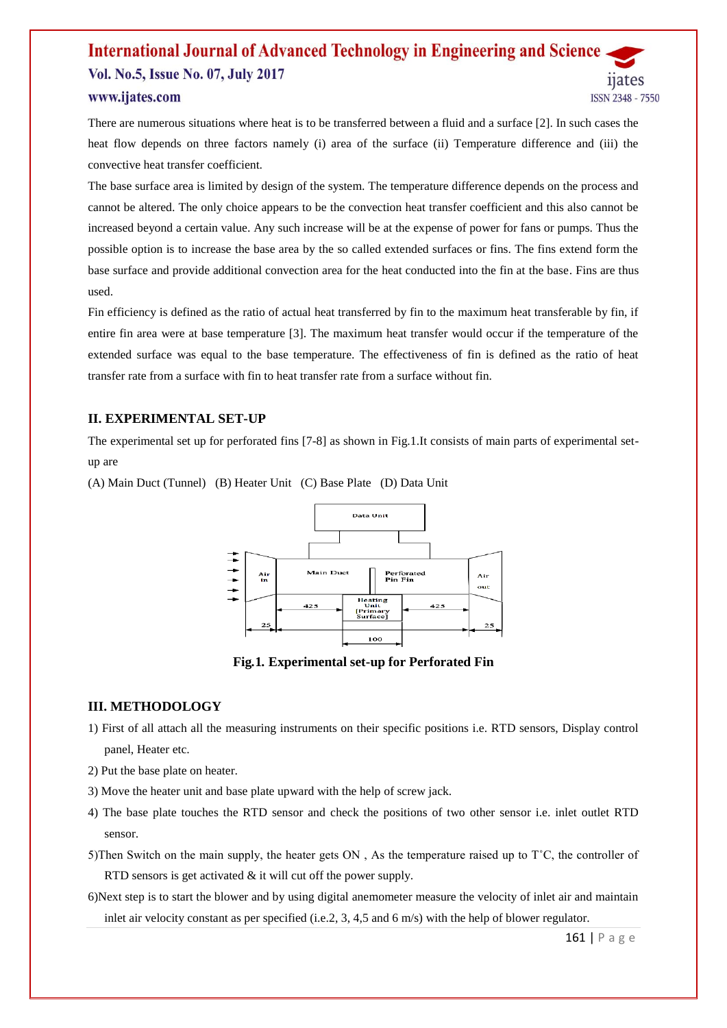There are numerous situations where heat is to be transferred between a fluid and a surface [2]. In such cases the heat flow depends on three factors namely (i) area of the surface (ii) Temperature difference and (iii) the convective heat transfer coefficient.

The base surface area is limited by design of the system. The temperature difference depends on the process and cannot be altered. The only choice appears to be the convection heat transfer coefficient and this also cannot be increased beyond a certain value. Any such increase will be at the expense of power for fans or pumps. Thus the possible option is to increase the base area by the so called extended surfaces or fins. The fins extend form the base surface and provide additional convection area for the heat conducted into the fin at the base. Fins are thus used.

Fin efficiency is defined as the ratio of actual heat transferred by fin to the maximum heat transferable by fin, if entire fin area were at base temperature [3]. The maximum heat transfer would occur if the temperature of the extended surface was equal to the base temperature. The effectiveness of fin is defined as the ratio of heat transfer rate from a surface with fin to heat transfer rate from a surface without fin.

## II. EXPERIMENTAL SET-UP

The experimental set up for perforated fins [7-8] as shown in Fig.1.It consists of main parts of experimental set-up are

(A) Main Duct (Tunnel) (B) Heater Unit (C) Base Plate (D) Data Unit

Data Unit
Air in
Main Duct
Perforated Pin Fin
Air out
Heating Unit (Primary Surface)
425
425
25
25
100

**Fig.1. Experimental set-up for Perforated Fin**

## III. METHODOLOGY

1) First of all attach all the measuring instruments on their specific positions i.e. RTD sensors, Display control panel, Heater etc.
2) Put the base plate on heater.
3) Move the heater unit and base plate upward with the help of screw jack.
4) The base plate touches the RTD sensor and check the positions of two other sensor i.e. inlet outlet RTD sensor.
5)Then Switch on the main supply, the heater gets ON , As the temperature raised up to T˚C, the controller of RTD sensors is get activated & it will cut off the power supply.
6)Next step is to start the blower and by using digital anemometer measure the velocity of inlet air and maintain inlet air velocity constant as per specified (i.e.2, 3, 4,5 and 6 m/s) with the help of blower regulator.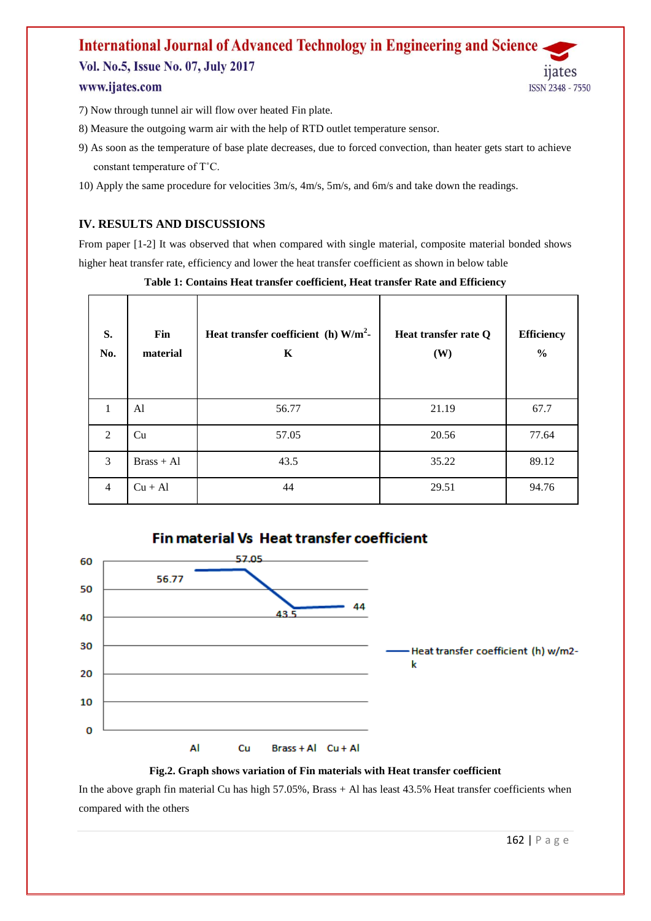7) Now through tunnel air will flow over heated Fin plate.

8) Measure the outgoing warm air with the help of RTD outlet temperature sensor.

9) As soon as the temperature of base plate decreases, due to forced convection, than heater gets start to achieve constant temperature of T˚C.

10) Apply the same procedure for velocities 3m/s, 4m/s, 5m/s, and 6m/s and take down the readings.

## IV. RESULTS AND DISCUSSIONS

From paper [1-2] It was observed that when compared with single material, composite material bonded shows higher heat transfer rate, efficiency and lower the heat transfer coefficient as shown in below table

**Table 1: Contains Heat transfer coefficient, Heat transfer Rate and Efficiency**

| S. No. | Fin material | Heat transfer coefficient (h) $W/m^2$-K | Heat transfer rate Q (W) | Efficiency % |
|---|---|---|---|---|
| 1 | Al | 56.77 | 21.19 | 67.7 |
| 2 | Cu | 57.05 | 20.56 | 77.64 |
| 3 | Brass + Al | 43.5 | 35.22 | 89.12 |
| 4 | Cu + Al | 44 | 29.51 | 94.76 |

Fin material Vs Heat transfer coefficient

60
50
40
30
20
10
0

56.77
57.05
43.5
44

Al
Cu
Brass + Al
Cu + Al

Heat transfer coefficient (h) w/m2-k

**Fig.2. Graph shows variation of Fin materials with Heat transfer coefficient**

In the above graph fin material Cu has high 57.05%, Brass + Al has least 43.5% Heat transfer coefficients when compared with the others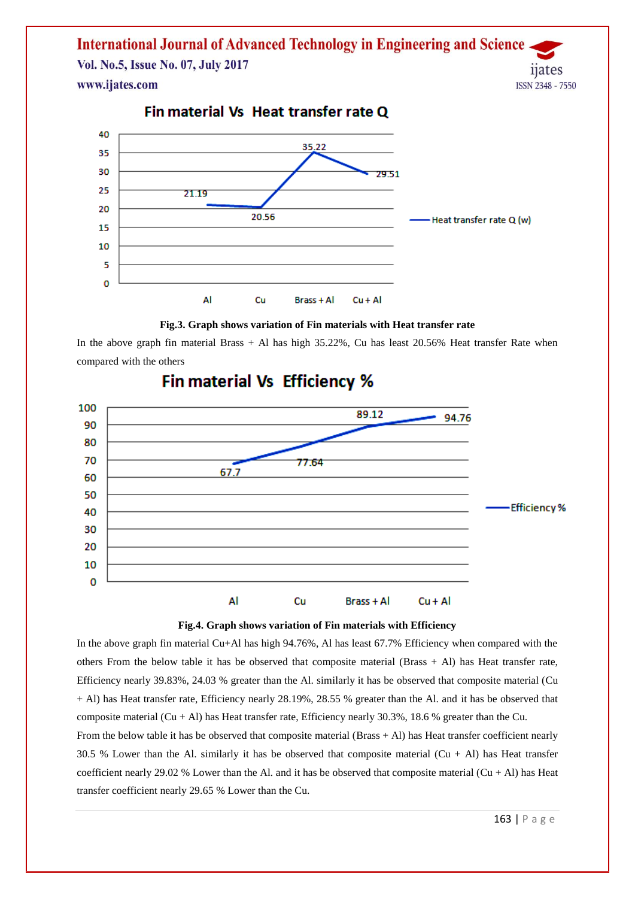Fig.3. Graph shows variation of Fin materials with Heat transfer rate

In the above graph fin material Brass + Al has high 35.22%, Cu has least 20.56% Heat transfer Rate when compared with the others

Fig.4. Graph shows variation of Fin materials with Efficiency

In the above graph fin material Cu+Al has high 94.76%, Al has least 67.7% Efficiency when compared with the others From the below table it has be observed that composite material (Brass + Al) has Heat transfer rate, Efficiency nearly 39.83%, 24.03 % greater than the Al. similarly it has be observed that composite material (Cu + Al) has Heat transfer rate, Efficiency nearly 28.19%, 28.55 % greater than the Al. and it has be observed that composite material (Cu + Al) has Heat transfer rate, Efficiency nearly 30.3%, 18.6 % greater than the Cu.

From the below table it has be observed that composite material (Brass + Al) has Heat transfer coefficient nearly 30.5 % Lower than the Al. similarly it has be observed that composite material (Cu + Al) has Heat transfer coefficient nearly 29.02 % Lower than the Al. and it has be observed that composite material (Cu + Al) has Heat transfer coefficient nearly 29.65 % Lower than the Cu.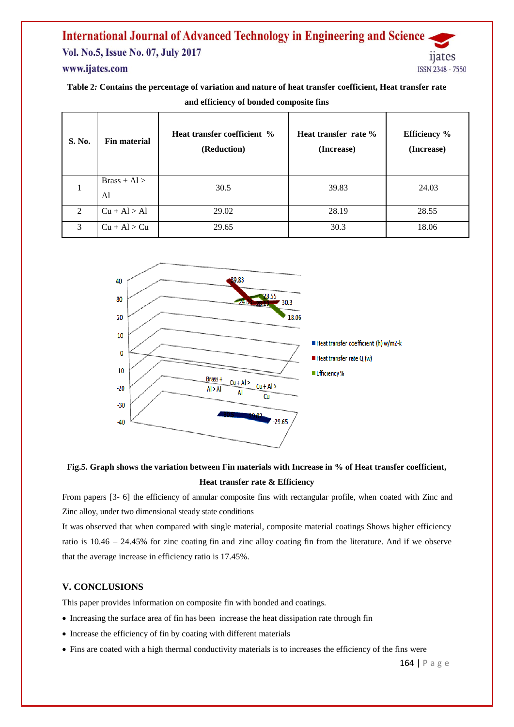**Table 2:** Contains the percentage of variation and nature of heat transfer coefficient, Heat transfer rate and efficiency of bonded composite fins

| S. No. | Fin material | Heat transfer coefficient % (Reduction) | Heat transfer rate % (Increase) | Efficiency % (Increase) |
|---|---|---|---|---|
| 1 | Brass + Al > Al | 30.5 | 39.83 | 24.03 |
| 2 | Cu + Al > Al | 29.02 | 28.19 | 28.55 |
| 3 | Cu + Al > Cu | 29.65 | 30.3 | 18.06 |

40
30
20
10
0
-10
-20
-30
-40

39.83
28.55
24.03
28.19
30.3
18.06
-30.5
-29.02
-29.65

Brass + Al > Al
Cu + Al > Al
Cu + Al > Cu

Heat transfer coefficient (h) w/m2-k
Heat transfer rate Q (w)
Efficiency %

**Fig.5. Graph shows the variation between Fin materials with Increase in % of Heat transfer coefficient, Heat transfer rate & Efficiency**

From papers [3- 6] the efficiency of annular composite fins with rectangular profile, when coated with Zinc and Zinc alloy, under two dimensional steady state conditions

It was observed that when compared with single material, composite material coatings Shows higher efficiency ratio is 10.46 – 24.45% for zinc coating fin and zinc alloy coating fin from the literature. And if we observe that the average increase in efficiency ratio is 17.45%.

## V. CONCLUSIONS

This paper provides information on composite fin with bonded and coatings.

- Increasing the surface area of fin has been increase the heat dissipation rate through fin
- Increase the efficiency of fin by coating with different materials
- Fins are coated with a high thermal conductivity materials is to increases the efficiency of the fins were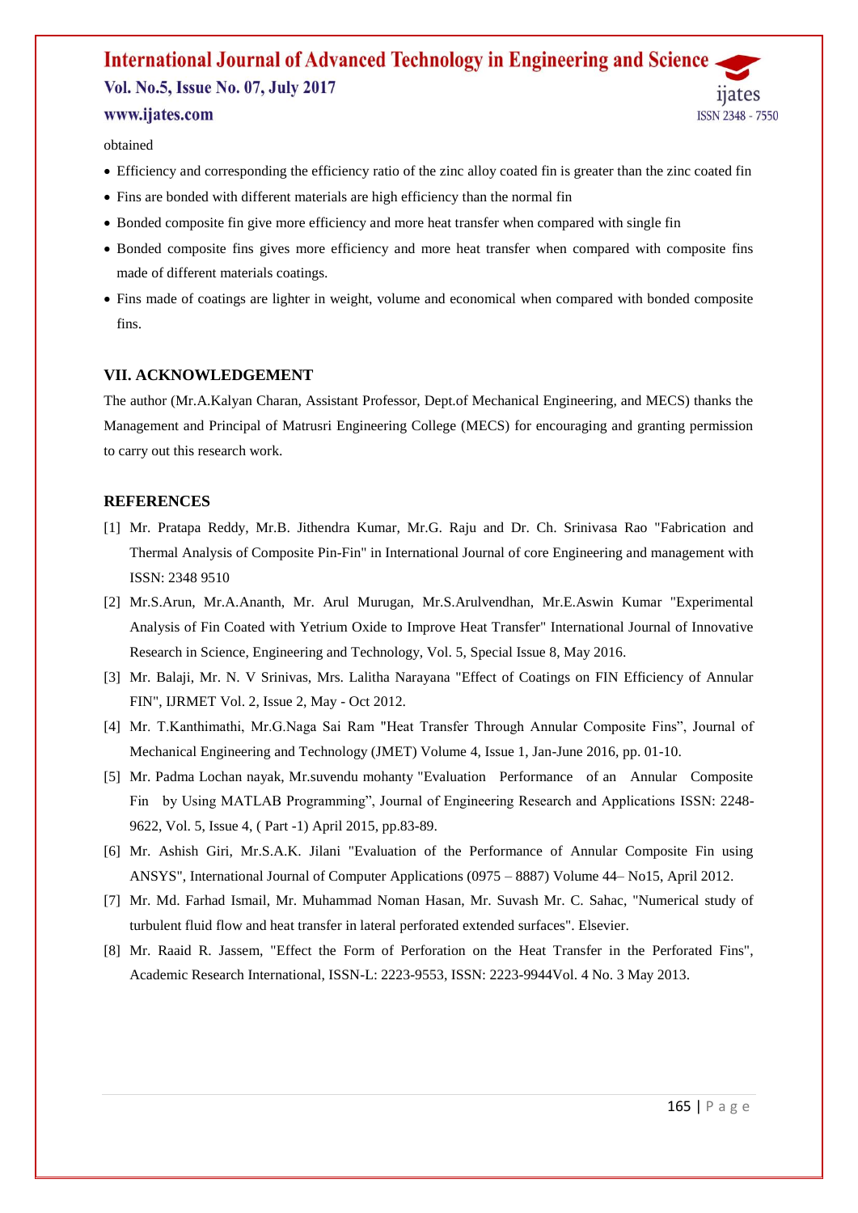obtained

- Efficiency and corresponding the efficiency ratio of the zinc alloy coated fin is greater than the zinc coated fin
- Fins are bonded with different materials are high efficiency than the normal fin
- Bonded composite fin give more efficiency and more heat transfer when compared with single fin
- Bonded composite fins gives more efficiency and more heat transfer when compared with composite fins made of different materials coatings.
- Fins made of coatings are lighter in weight, volume and economical when compared with bonded composite fins.

## VII. ACKNOWLEDGEMENT

The author (Mr.A.Kalyan Charan, Assistant Professor, Dept.of Mechanical Engineering, and MECS) thanks the Management and Principal of Matrusri Engineering College (MECS) for encouraging and granting permission to carry out this research work.

## REFERENCES

[1] Mr. Pratapa Reddy, Mr.B. Jithendra Kumar, Mr.G. Raju and Dr. Ch. Srinivasa Rao "Fabrication and Thermal Analysis of Composite Pin-Fin" in International Journal of core Engineering and management with ISSN: 2348 9510

[2] Mr.S.Arun, Mr.A.Ananth, Mr. Arul Murugan, Mr.S.Arulvendhan, Mr.E.Aswin Kumar "Experimental Analysis of Fin Coated with Yetrium Oxide to Improve Heat Transfer" International Journal of Innovative Research in Science, Engineering and Technology, Vol. 5, Special Issue 8, May 2016.

[3] Mr. Balaji, Mr. N. V Srinivas, Mrs. Lalitha Narayana "Effect of Coatings on FIN Efficiency of Annular FIN", IJRMET Vol. 2, Issue 2, May - Oct 2012.

[4] Mr. T.Kanthimathi, Mr.G.Naga Sai Ram "Heat Transfer Through Annular Composite Fins", Journal of Mechanical Engineering and Technology (JMET) Volume 4, Issue 1, Jan-June 2016, pp. 01-10.

[5] Mr. Padma Lochan nayak, Mr.suvendu mohanty "Evaluation Performance of an Annular Composite Fin by Using MATLAB Programming", Journal of Engineering Research and Applications ISSN: 2248-9622, Vol. 5, Issue 4, ( Part -1) April 2015, pp.83-89.

[6] Mr. Ashish Giri, Mr.S.A.K. Jilani "Evaluation of the Performance of Annular Composite Fin using ANSYS", International Journal of Computer Applications (0975 – 8887) Volume 44– No15, April 2012.

[7] Mr. Md. Farhad Ismail, Mr. Muhammad Noman Hasan, Mr. Suvash Mr. C. Sahac, "Numerical study of turbulent fluid flow and heat transfer in lateral perforated extended surfaces". Elsevier.

[8] Mr. Raaid R. Jassem, "Effect the Form of Perforation on the Heat Transfer in the Perforated Fins", Academic Research International, ISSN-L: 2223-9553, ISSN: 2223-9944Vol. 4 No. 3 May 2013.